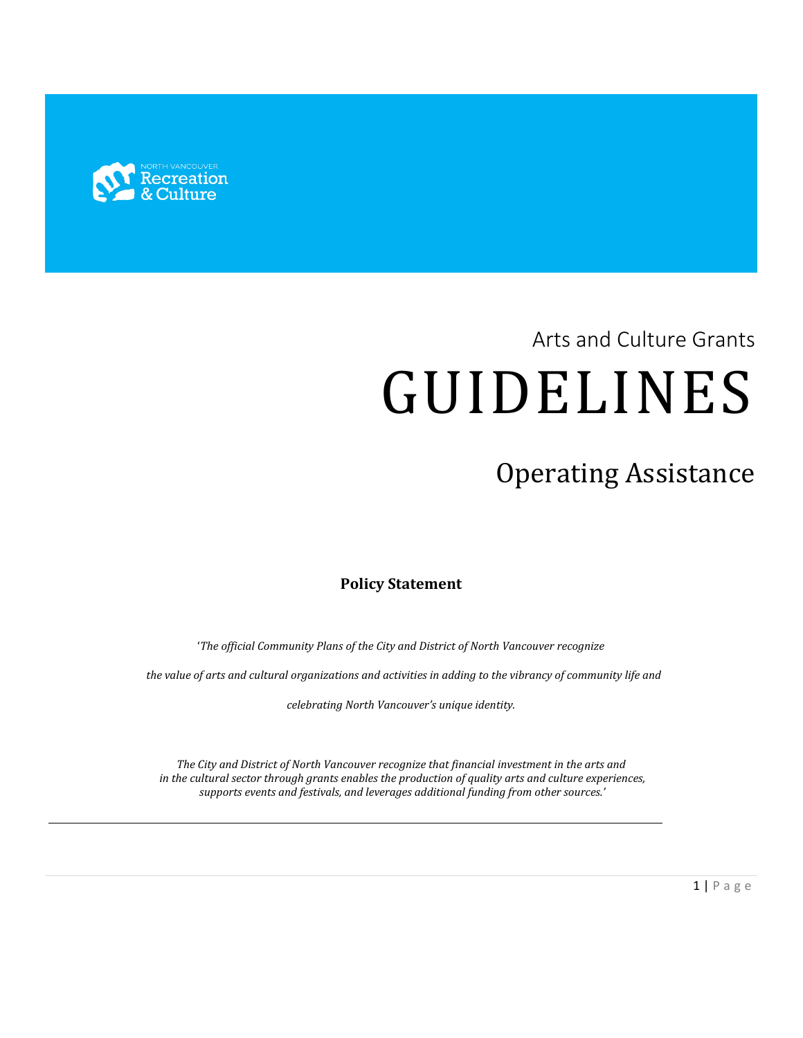NORTH VANCOUVER Recreation & Culture

Arts and Culture Grants

# GUIDELINES

## Operating Assistance

**Policy Statement**

*'The official Community Plans of the City and District of North Vancouver recognize the value of arts and cultural organizations and activities in adding to the vibrancy of community life and celebrating North Vancouver's unique identity.*

*The City and District of North Vancouver recognize that financial investment in the arts and in the cultural sector through grants enables the production of quality arts and culture experiences, supports events and festivals, and leverages additional funding from other sources.'*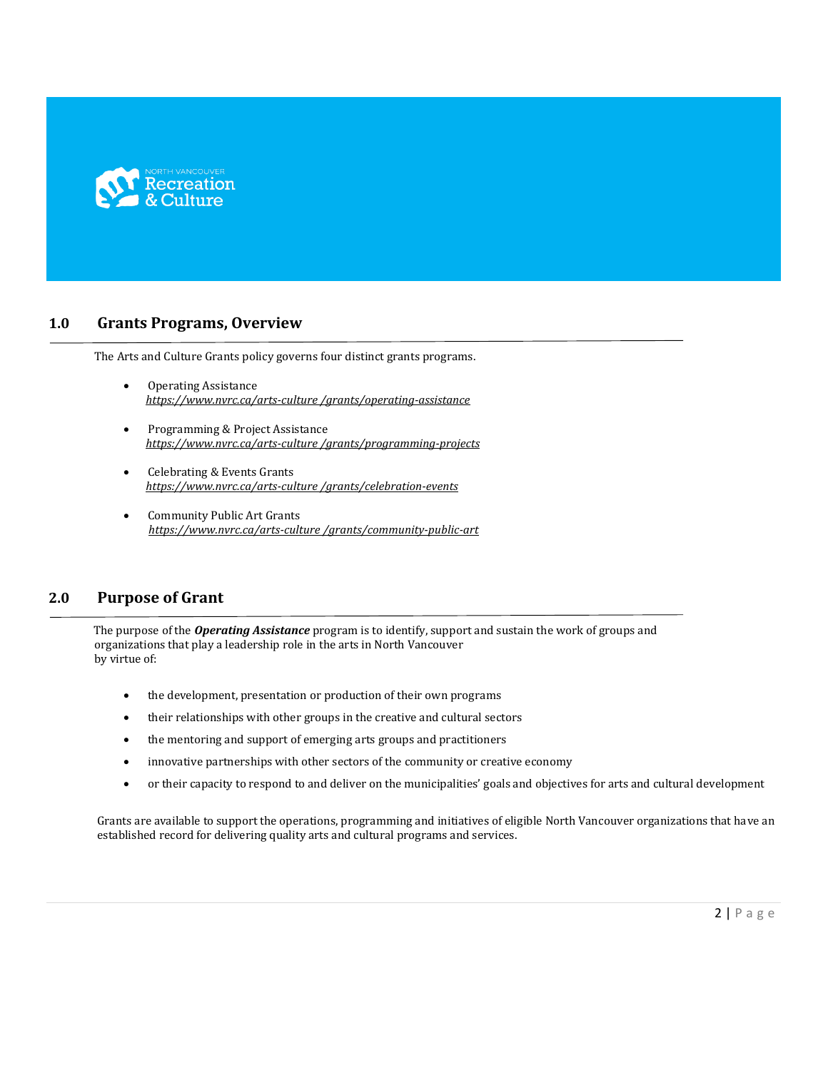## 1.0 Grants Programs, Overview

The Arts and Culture Grants policy governs four distinct grants programs.

- Operating Assistance
  *https://www.nvrc.ca/arts-culture /grants/operating-assistance*

- Programming & Project Assistance
  *https://www.nvrc.ca/arts-culture /grants/programming-projects*

- Celebrating & Events Grants
  *https://www.nvrc.ca/arts-culture /grants/celebration-events*

- Community Public Art Grants
  *https://www.nvrc.ca/arts-culture /grants/community-public-art*

## 2.0 Purpose of Grant

The purpose of the ***Operating Assistance*** program is to identify, support and sustain the work of groups and organizations that play a leadership role in the arts in North Vancouver by virtue of:

- the development, presentation or production of their own programs
- their relationships with other groups in the creative and cultural sectors
- the mentoring and support of emerging arts groups and practitioners
- innovative partnerships with other sectors of the community or creative economy
- or their capacity to respond to and deliver on the municipalities' goals and objectives for arts and cultural development

Grants are available to support the operations, programming and initiatives of eligible North Vancouver organizations that have an established record for delivering quality arts and cultural programs and services.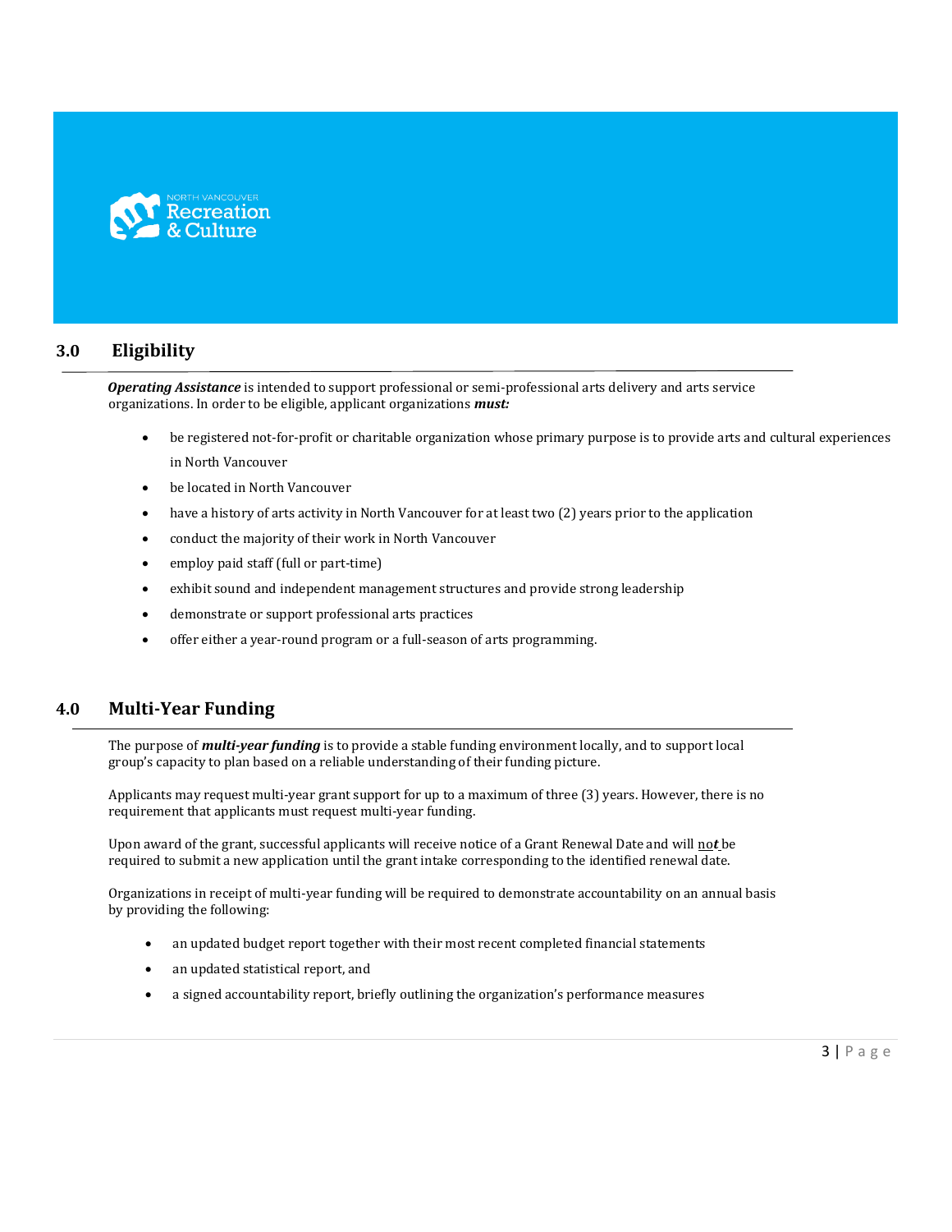## 3.0 Eligibility

***Operating Assistance*** is intended to support professional or semi-professional arts delivery and arts service organizations. In order to be eligible, applicant organizations ***must:***

- be registered not-for-profit or charitable organization whose primary purpose is to provide arts and cultural experiences in North Vancouver
- be located in North Vancouver
- have a history of arts activity in North Vancouver for at least two (2) years prior to the application
- conduct the majority of their work in North Vancouver
- employ paid staff (full or part-time)
- exhibit sound and independent management structures and provide strong leadership
- demonstrate or support professional arts practices
- offer either a year-round program or a full-season of arts programming.

## 4.0 Multi-Year Funding

The purpose of ***multi-year funding*** is to provide a stable funding environment locally, and to support local group's capacity to plan based on a reliable understanding of their funding picture.

Applicants may request multi-year grant support for up to a maximum of three (3) years. However, there is no requirement that applicants must request multi-year funding.

Upon award of the grant, successful applicants will receive notice of a Grant Renewal Date and will ***not*** be required to submit a new application until the grant intake corresponding to the identified renewal date.

Organizations in receipt of multi-year funding will be required to demonstrate accountability on an annual basis by providing the following:

- an updated budget report together with their most recent completed financial statements
- an updated statistical report, and
- a signed accountability report, briefly outlining the organization's performance measures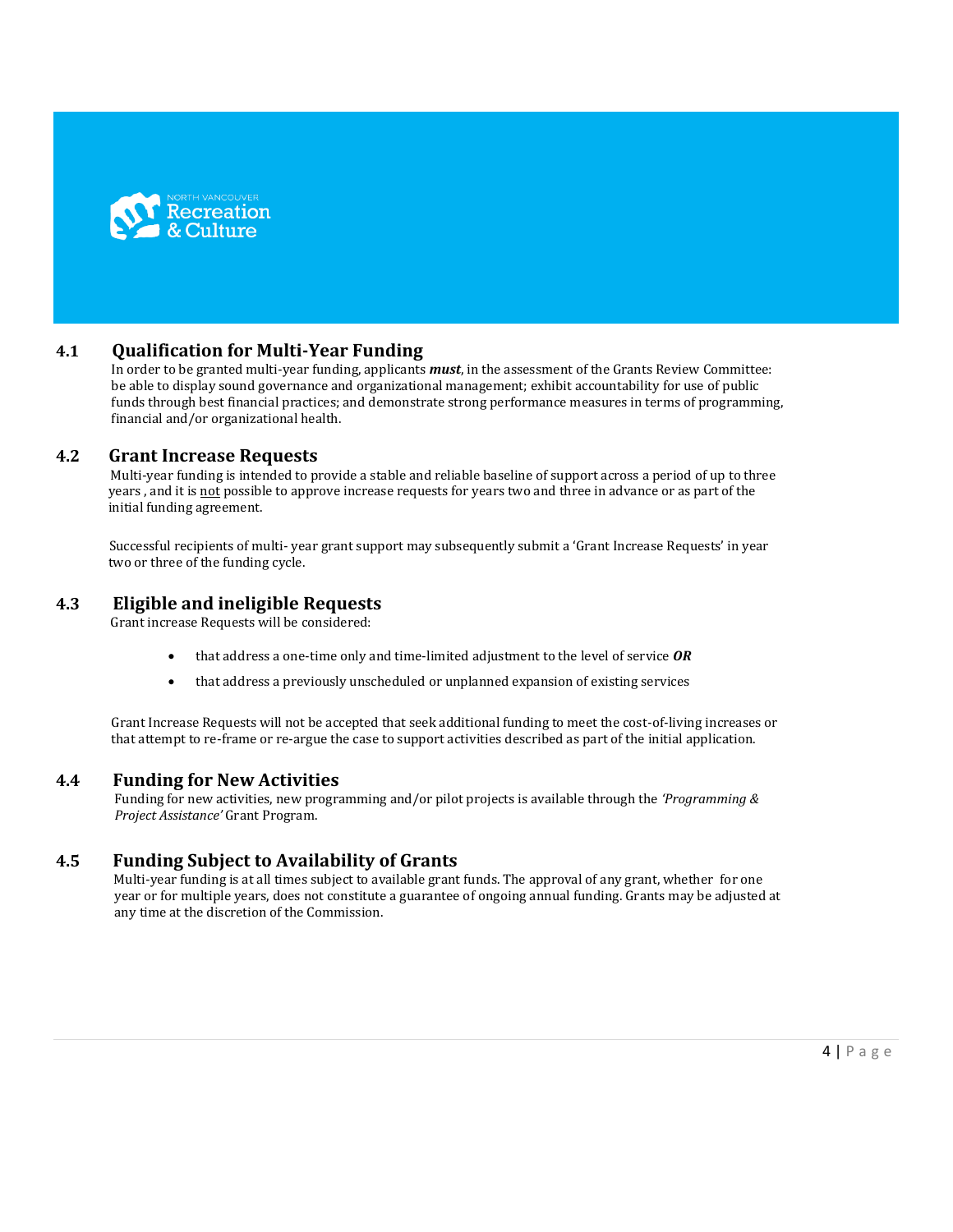## 4.1 Qualification for Multi-Year Funding

In order to be granted multi-year funding, applicants ***must***, in the assessment of the Grants Review Committee: be able to display sound governance and organizational management; exhibit accountability for use of public funds through best financial practices; and demonstrate strong performance measures in terms of programming, financial and/or organizational health.

## 4.2 Grant Increase Requests

Multi-year funding is intended to provide a stable and reliable baseline of support across a period of up to three years , and it is not possible to approve increase requests for years two and three in advance or as part of the initial funding agreement.

Successful recipients of multi- year grant support may subsequently submit a 'Grant Increase Requests' in year two or three of the funding cycle.

## 4.3 Eligible and ineligible Requests

Grant increase Requests will be considered:

- that address a one-time only and time-limited adjustment to the level of service ***OR***
- that address a previously unscheduled or unplanned expansion of existing services

Grant Increase Requests will not be accepted that seek additional funding to meet the cost-of-living increases or that attempt to re-frame or re-argue the case to support activities described as part of the initial application.

## 4.4 Funding for New Activities

Funding for new activities, new programming and/or pilot projects is available through the *'Programming & Project Assistance'* Grant Program.

## 4.5 Funding Subject to Availability of Grants

Multi-year funding is at all times subject to available grant funds. The approval of any grant, whether for one year or for multiple years, does not constitute a guarantee of ongoing annual funding. Grants may be adjusted at any time at the discretion of the Commission.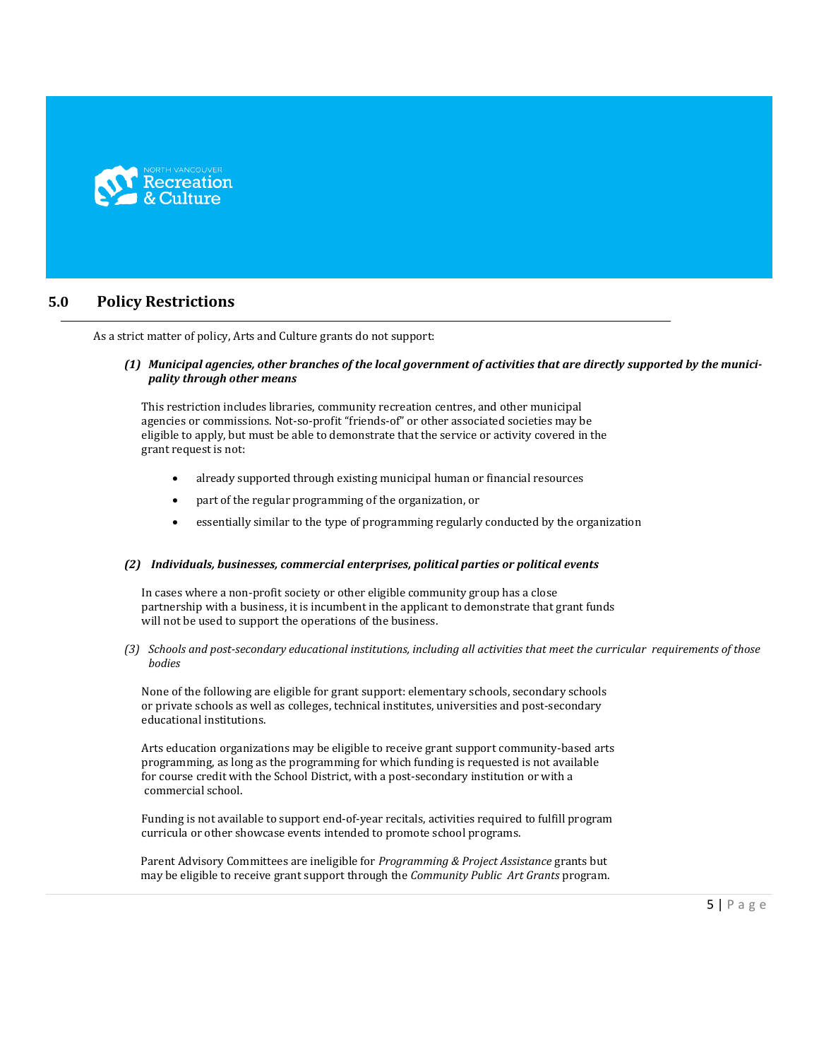## 5.0 Policy Restrictions

As a strict matter of policy, Arts and Culture grants do not support:

***(1) Municipal agencies, other branches of the local government of activities that are directly supported by the municipality through other means***

This restriction includes libraries, community recreation centres, and other municipal agencies or commissions. Not-so-profit "friends-of" or other associated societies may be eligible to apply, but must be able to demonstrate that the service or activity covered in the grant request is not:

- already supported through existing municipal human or financial resources
- part of the regular programming of the organization, or
- essentially similar to the type of programming regularly conducted by the organization

***(2) Individuals, businesses, commercial enterprises, political parties or political events***

In cases where a non-profit society or other eligible community group has a close partnership with a business, it is incumbent in the applicant to demonstrate that grant funds will not be used to support the operations of the business.

*(3) Schools and post-secondary educational institutions, including all activities that meet the curricular requirements of those bodies*

None of the following are eligible for grant support: elementary schools, secondary schools or private schools as well as colleges, technical institutes, universities and post-secondary educational institutions.

Arts education organizations may be eligible to receive grant support community-based arts programming, as long as the programming for which funding is requested is not available for course credit with the School District, with a post-secondary institution or with a commercial school.

Funding is not available to support end-of-year recitals, activities required to fulfill program curricula or other showcase events intended to promote school programs.

Parent Advisory Committees are ineligible for *Programming & Project Assistance* grants but may be eligible to receive grant support through the *Community Public Art Grants* program.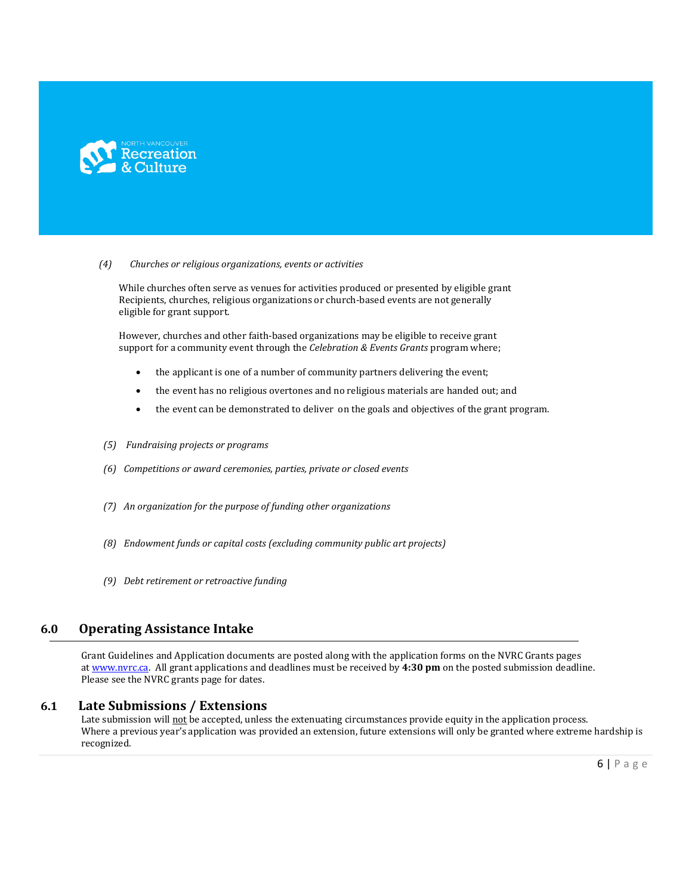*(4) Churches or religious organizations, events or activities*

While churches often serve as venues for activities produced or presented by eligible grant Recipients, churches, religious organizations or church-based events are not generally eligible for grant support.

However, churches and other faith-based organizations may be eligible to receive grant support for a community event through the *Celebration & Events Grants* program where;

- the applicant is one of a number of community partners delivering the event;
- the event has no religious overtones and no religious materials are handed out; and
- the event can be demonstrated to deliver on the goals and objectives of the grant program.

*(5) Fundraising projects or programs*

*(6) Competitions or award ceremonies, parties, private or closed events*

*(7) An organization for the purpose of funding other organizations*

*(8) Endowment funds or capital costs (excluding community public art projects)*

*(9) Debt retirement or retroactive funding*

## 6.0 Operating Assistance Intake

Grant Guidelines and Application documents are posted along with the application forms on the NVRC Grants pages at [www.nvrc.ca](http://www.nvrc.ca). All grant applications and deadlines must be received by **4:30 pm** on the posted submission deadline. Please see the NVRC grants page for dates.

## 6.1 Late Submissions / Extensions

Late submission will not be accepted, unless the extenuating circumstances provide equity in the application process. Where a previous year's application was provided an extension, future extensions will only be granted where extreme hardship is recognized.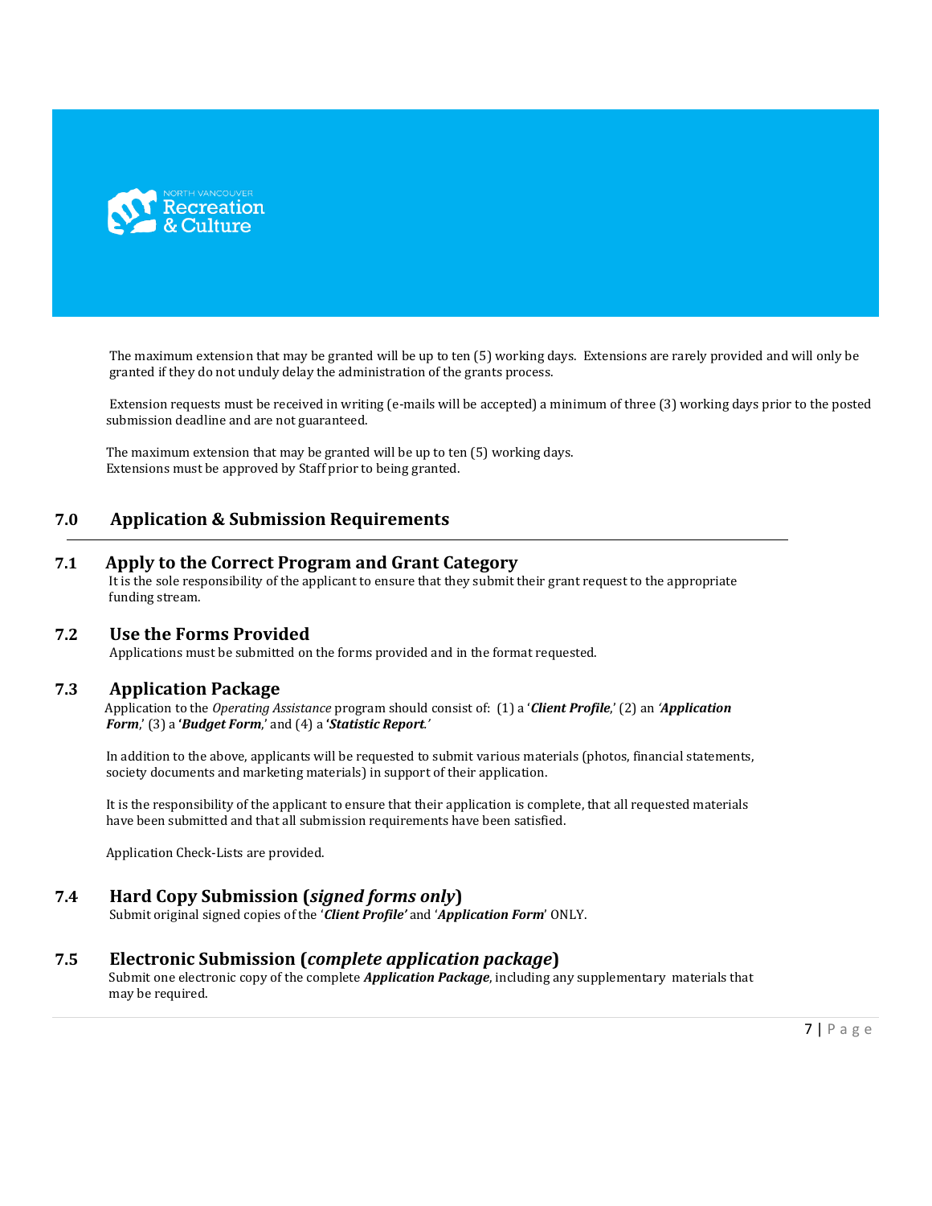The maximum extension that may be granted will be up to ten (5) working days. Extensions are rarely provided and will only be granted if they do not unduly delay the administration of the grants process.

Extension requests must be received in writing (e-mails will be accepted) a minimum of three (3) working days prior to the posted submission deadline and are not guaranteed.

The maximum extension that may be granted will be up to ten (5) working days.
Extensions must be approved by Staff prior to being granted.

## 7.0 Application & Submission Requirements

### 7.1 Apply to the Correct Program and Grant Category

It is the sole responsibility of the applicant to ensure that they submit their grant request to the appropriate funding stream.

### 7.2 Use the Forms Provided

Applications must be submitted on the forms provided and in the format requested.

### 7.3 Application Package

Application to the *Operating Assistance* program should consist of: (1) a '***Client Profile***,' (2) an ***'Application Form***,' (3) a **'*Budget Form*,'** and (4) a **'*Statistic Report*.'**

In addition to the above, applicants will be requested to submit various materials (photos, financial statements, society documents and marketing materials) in support of their application.

It is the responsibility of the applicant to ensure that their application is complete, that all requested materials have been submitted and that all submission requirements have been satisfied.

Application Check-Lists are provided.

### 7.4 Hard Copy Submission (*signed forms only*)

Submit original signed copies of the '***Client Profile'*** and '***Application Form***' ONLY.

### 7.5 Electronic Submission (*complete application package*)

Submit one electronic copy of the complete ***Application Package***, including any supplementary materials that may be required.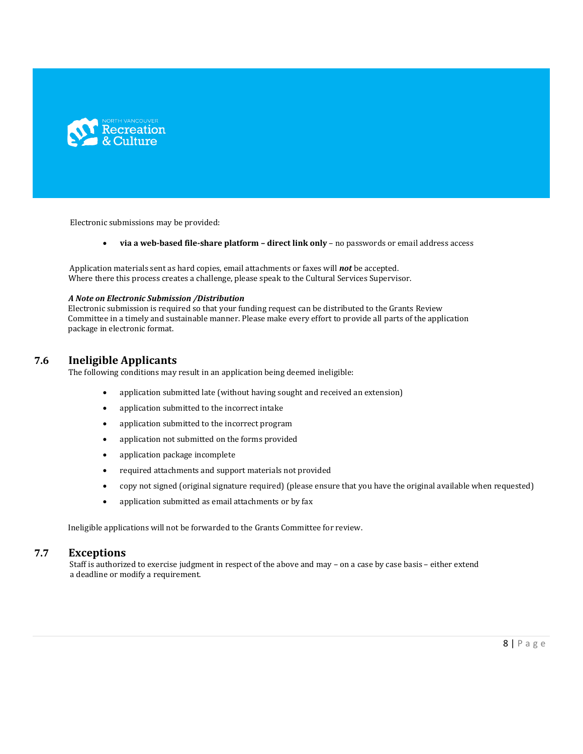Electronic submissions may be provided:

- **via a web-based file-share platform – direct link only** – no passwords or email address access

Application materials sent as hard copies, email attachments or faxes will ***not*** be accepted.
Where there this process creates a challenge, please speak to the Cultural Services Supervisor.

***A Note on Electronic Submission /Distribution***
Electronic submission is required so that your funding request can be distributed to the Grants Review Committee in a timely and sustainable manner. Please make every effort to provide all parts of the application package in electronic format.

## 7.6 Ineligible Applicants

The following conditions may result in an application being deemed ineligible:

- application submitted late (without having sought and received an extension)
- application submitted to the incorrect intake
- application submitted to the incorrect program
- application not submitted on the forms provided
- application package incomplete
- required attachments and support materials not provided
- copy not signed (original signature required) (please ensure that you have the original available when requested)
- application submitted as email attachments or by fax

Ineligible applications will not be forwarded to the Grants Committee for review.

## 7.7 Exceptions

Staff is authorized to exercise judgment in respect of the above and may – on a case by case basis – either extend a deadline or modify a requirement.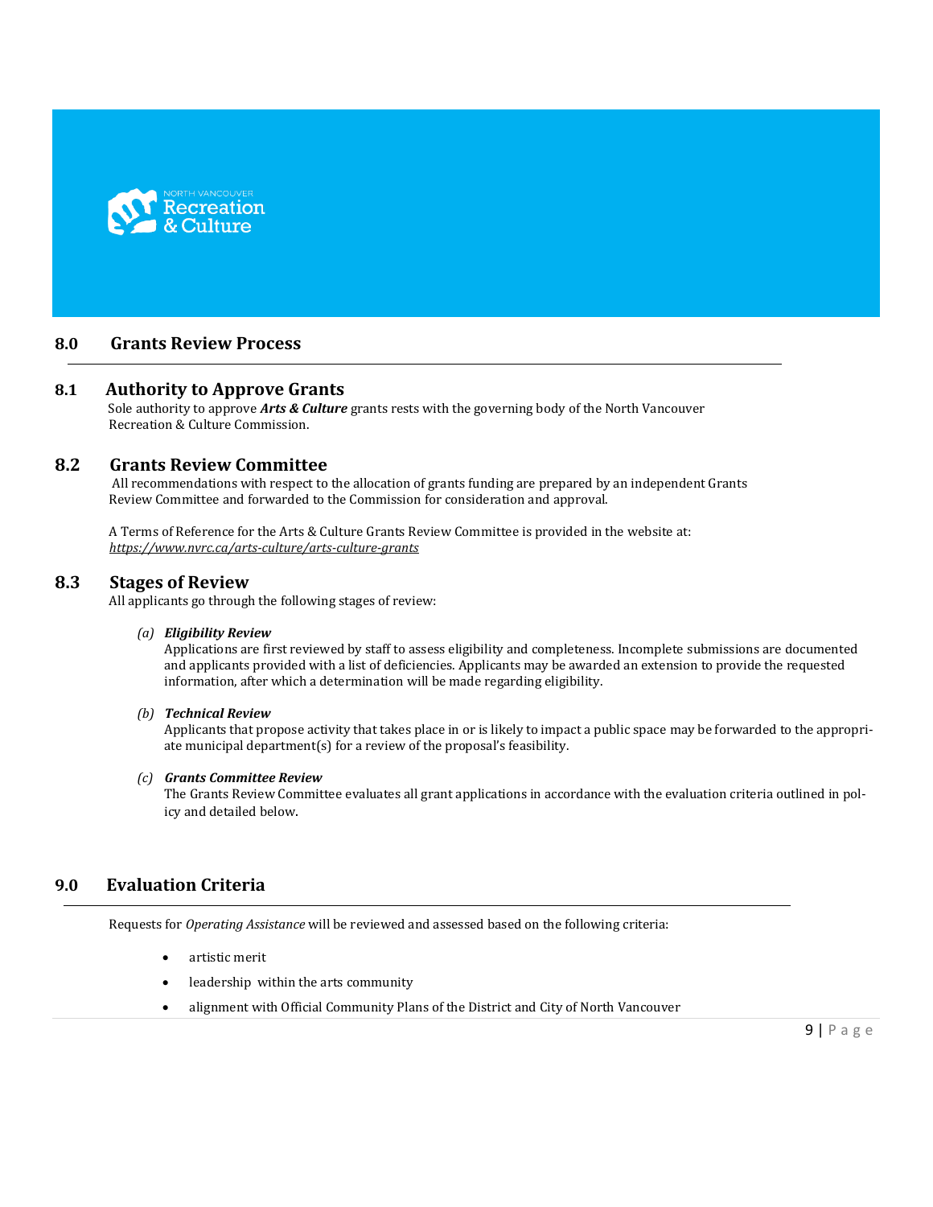## 8.0 Grants Review Process

### 8.1 Authority to Approve Grants

Sole authority to approve ***Arts & Culture*** grants rests with the governing body of the North Vancouver Recreation & Culture Commission.

### 8.2 Grants Review Committee

All recommendations with respect to the allocation of grants funding are prepared by an independent Grants Review Committee and forwarded to the Commission for consideration and approval.

A Terms of Reference for the Arts & Culture Grants Review Committee is provided in the website at: *https://www.nvrc.ca/arts-culture/arts-culture-grants*

### 8.3 Stages of Review

All applicants go through the following stages of review:

*(a)* ***Eligibility Review***
Applications are first reviewed by staff to assess eligibility and completeness. Incomplete submissions are documented and applicants provided with a list of deficiencies. Applicants may be awarded an extension to provide the requested information, after which a determination will be made regarding eligibility.

*(b)* ***Technical Review***
Applicants that propose activity that takes place in or is likely to impact a public space may be forwarded to the appropriate municipal department(s) for a review of the proposal's feasibility.

*(c)* ***Grants Committee Review***
The Grants Review Committee evaluates all grant applications in accordance with the evaluation criteria outlined in policy and detailed below.

## 9.0 Evaluation Criteria

Requests for *Operating Assistance* will be reviewed and assessed based on the following criteria:

- artistic merit
- leadership within the arts community
- alignment with Official Community Plans of the District and City of North Vancouver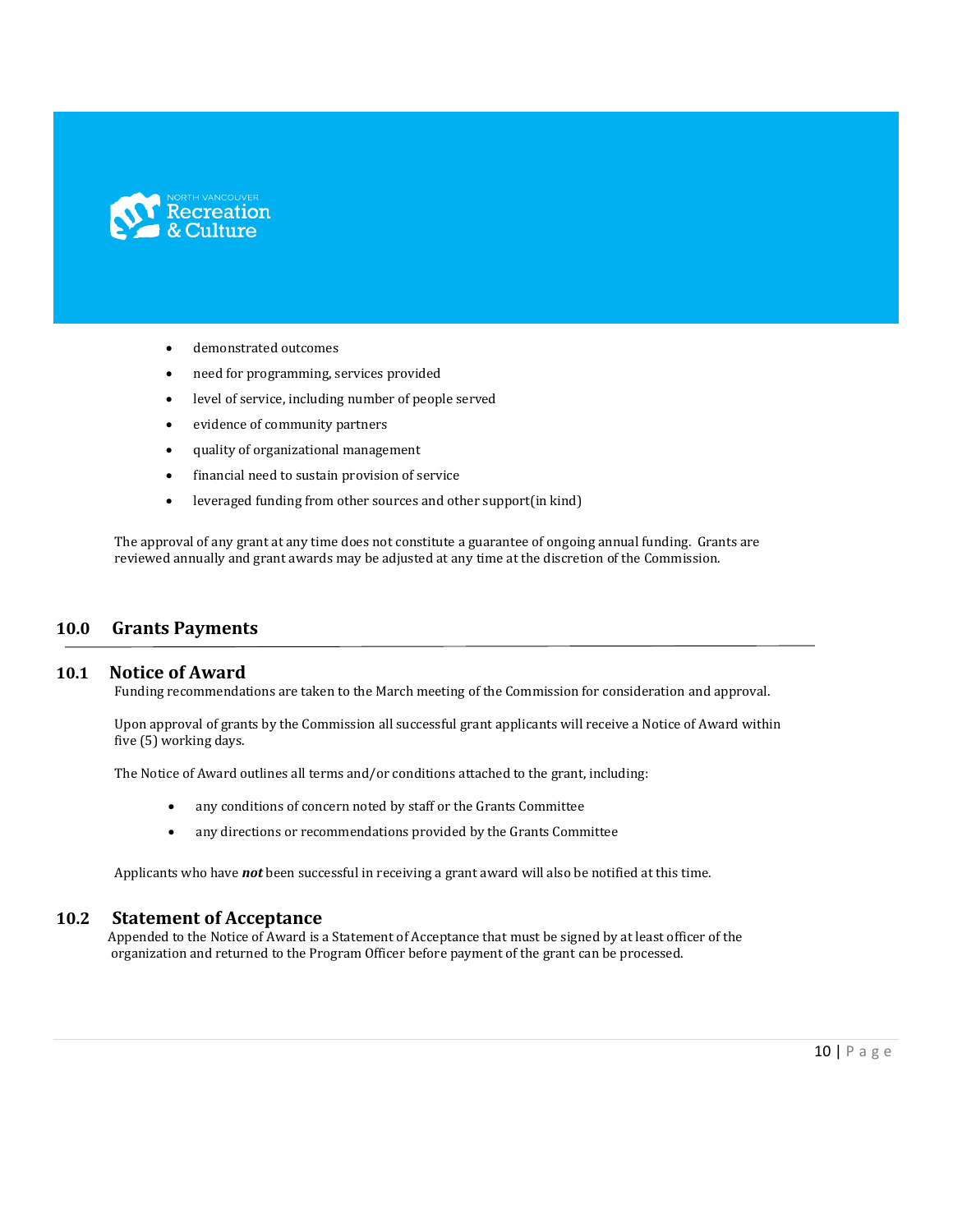- demonstrated outcomes
- need for programming, services provided
- level of service, including number of people served
- evidence of community partners
- quality of organizational management
- financial need to sustain provision of service
- leveraged funding from other sources and other support(in kind)

The approval of any grant at any time does not constitute a guarantee of ongoing annual funding. Grants are reviewed annually and grant awards may be adjusted at any time at the discretion of the Commission.

## 10.0 Grants Payments

### 10.1 Notice of Award

Funding recommendations are taken to the March meeting of the Commission for consideration and approval.

Upon approval of grants by the Commission all successful grant applicants will receive a Notice of Award within five (5) working days.

The Notice of Award outlines all terms and/or conditions attached to the grant, including:

- any conditions of concern noted by staff or the Grants Committee
- any directions or recommendations provided by the Grants Committee

Applicants who have ***not*** been successful in receiving a grant award will also be notified at this time.

### 10.2 Statement of Acceptance

Appended to the Notice of Award is a Statement of Acceptance that must be signed by at least officer of the organization and returned to the Program Officer before payment of the grant can be processed.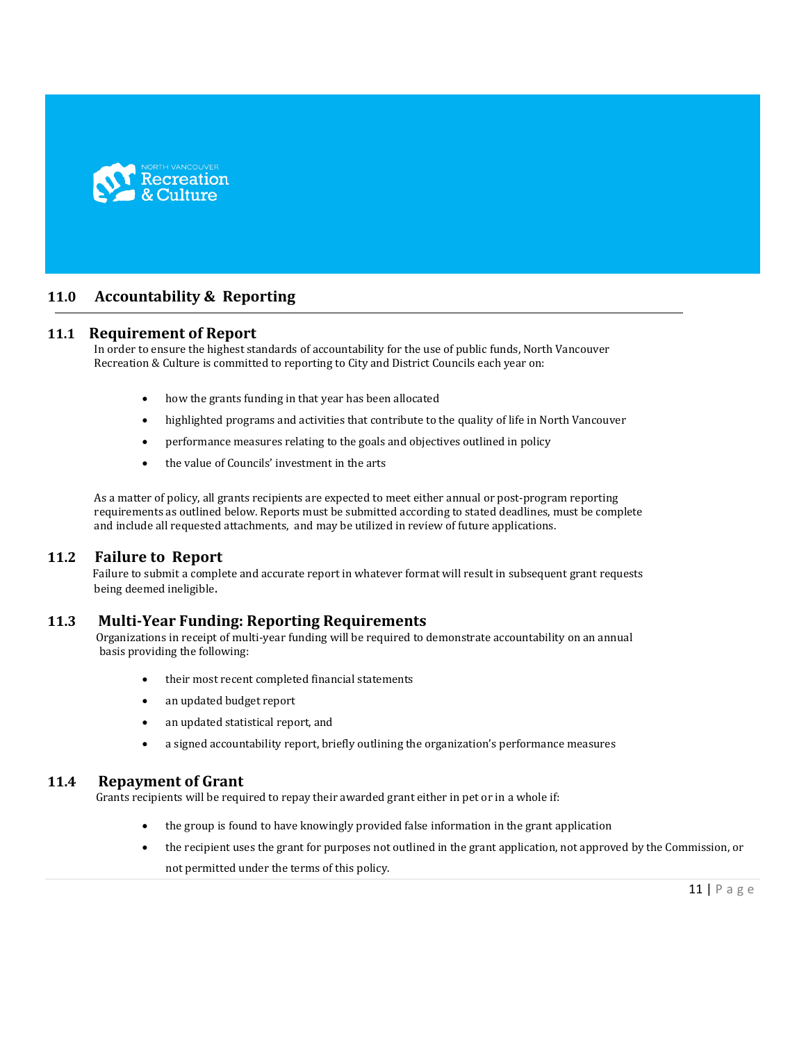## 11.0 Accountability & Reporting

### 11.1 Requirement of Report

In order to ensure the highest standards of accountability for the use of public funds, North Vancouver Recreation & Culture is committed to reporting to City and District Councils each year on:

- how the grants funding in that year has been allocated
- highlighted programs and activities that contribute to the quality of life in North Vancouver
- performance measures relating to the goals and objectives outlined in policy
- the value of Councils' investment in the arts

As a matter of policy, all grants recipients are expected to meet either annual or post-program reporting requirements as outlined below. Reports must be submitted according to stated deadlines, must be complete and include all requested attachments, and may be utilized in review of future applications.

### 11.2 Failure to Report

Failure to submit a complete and accurate report in whatever format will result in subsequent grant requests being deemed ineligible.

### 11.3 Multi-Year Funding: Reporting Requirements

Organizations in receipt of multi-year funding will be required to demonstrate accountability on an annual basis providing the following:

- their most recent completed financial statements
- an updated budget report
- an updated statistical report, and
- a signed accountability report, briefly outlining the organization's performance measures

### 11.4 Repayment of Grant

Grants recipients will be required to repay their awarded grant either in pet or in a whole if:

- the group is found to have knowingly provided false information in the grant application
- the recipient uses the grant for purposes not outlined in the grant application, not approved by the Commission, or not permitted under the terms of this policy.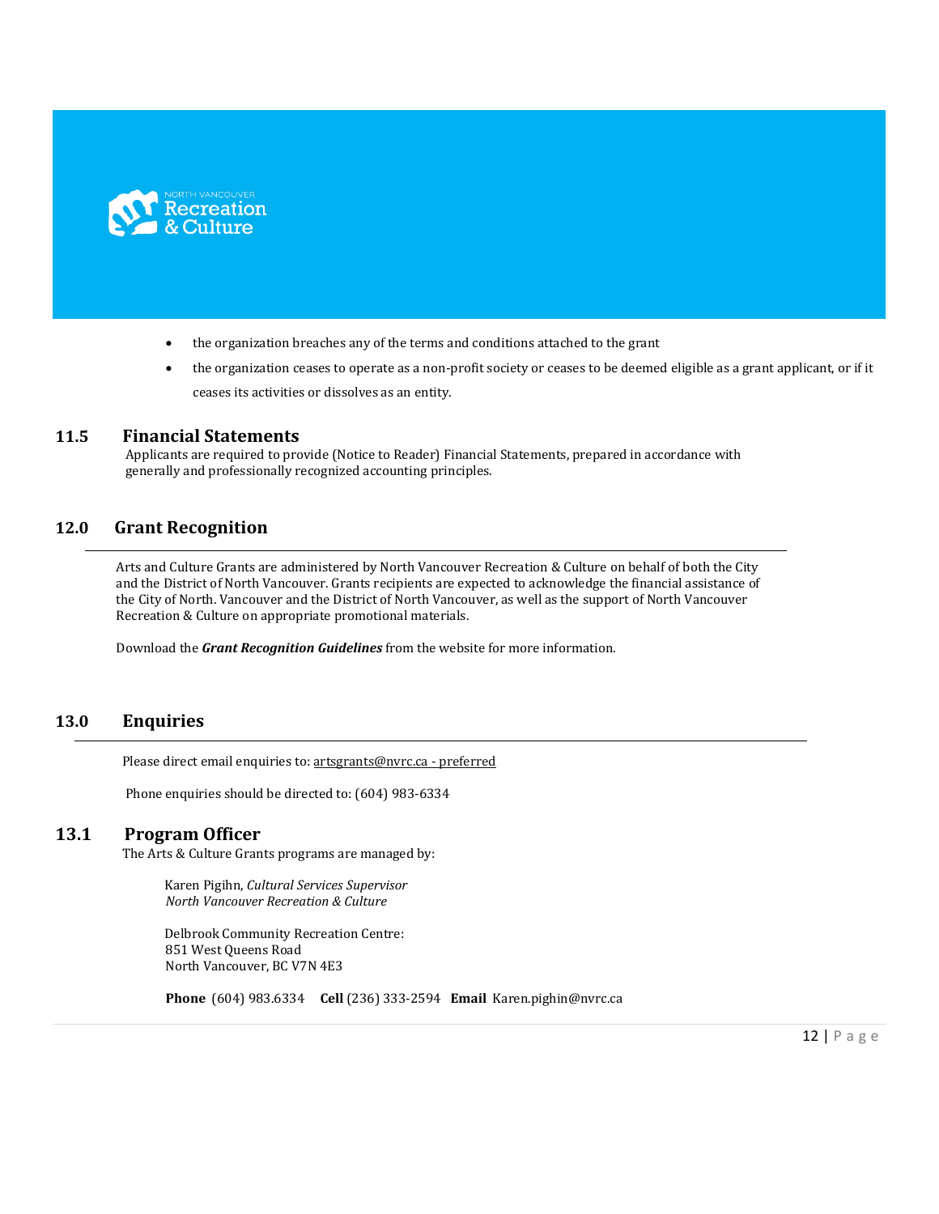- the organization breaches any of the terms and conditions attached to the grant
- the organization ceases to operate as a non-profit society or ceases to be deemed eligible as a grant applicant, or if it ceases its activities or dissolves as an entity.

### 11.5 Financial Statements

Applicants are required to provide (Notice to Reader) Financial Statements, prepared in accordance with generally and professionally recognized accounting principles.

## 12.0 Grant Recognition

Arts and Culture Grants are administered by North Vancouver Recreation & Culture on behalf of both the City and the District of North Vancouver. Grants recipients are expected to acknowledge the financial assistance of the City of North. Vancouver and the District of North Vancouver, as well as the support of North Vancouver Recreation & Culture on appropriate promotional materials.

Download the ***Grant Recognition Guidelines*** from the website for more information.

## 13.0 Enquiries

Please direct email enquiries to: artsgrants@nvrc.ca - preferred

Phone enquiries should be directed to: (604) 983-6334

### 13.1 Program Officer

The Arts & Culture Grants programs are managed by:

Karen Pigihn, *Cultural Services Supervisor*
*North Vancouver Recreation & Culture*

Delbrook Community Recreation Centre:
851 West Queens Road
North Vancouver, BC V7N 4E3

**Phone** (604) 983.6334 **Cell** (236) 333-2594 **Email** Karen.pighin@nvrc.ca